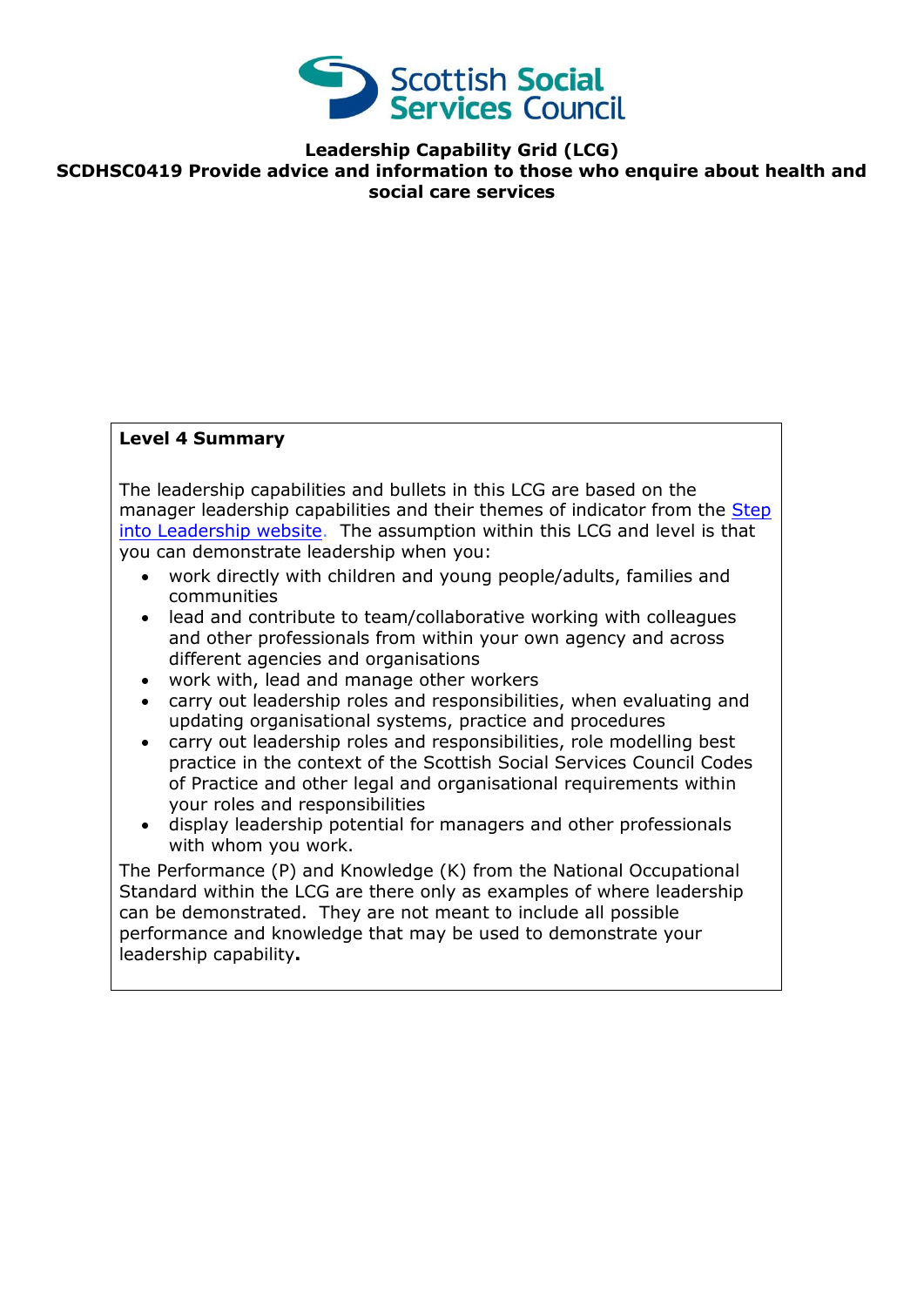Scottish Social Services Council

**Leadership Capability Grid (LCG)**
**SCDHSC0419 Provide advice and information to those who enquire about health and social care services**

**Level 4 Summary**

The leadership capabilities and bullets in this LCG are based on the manager leadership capabilities and their themes of indicator from the [Step into Leadership website](). The assumption within this LCG and level is that you can demonstrate leadership when you:

- work directly with children and young people/adults, families and communities
- lead and contribute to team/collaborative working with colleagues and other professionals from within your own agency and across different agencies and organisations
- work with, lead and manage other workers
- carry out leadership roles and responsibilities, when evaluating and updating organisational systems, practice and procedures
- carry out leadership roles and responsibilities, role modelling best practice in the context of the Scottish Social Services Council Codes of Practice and other legal and organisational requirements within your roles and responsibilities
- display leadership potential for managers and other professionals with whom you work.

The Performance (P) and Knowledge (K) from the National Occupational Standard within the LCG are there only as examples of where leadership can be demonstrated. They are not meant to include all possible performance and knowledge that may be used to demonstrate your leadership capability**.**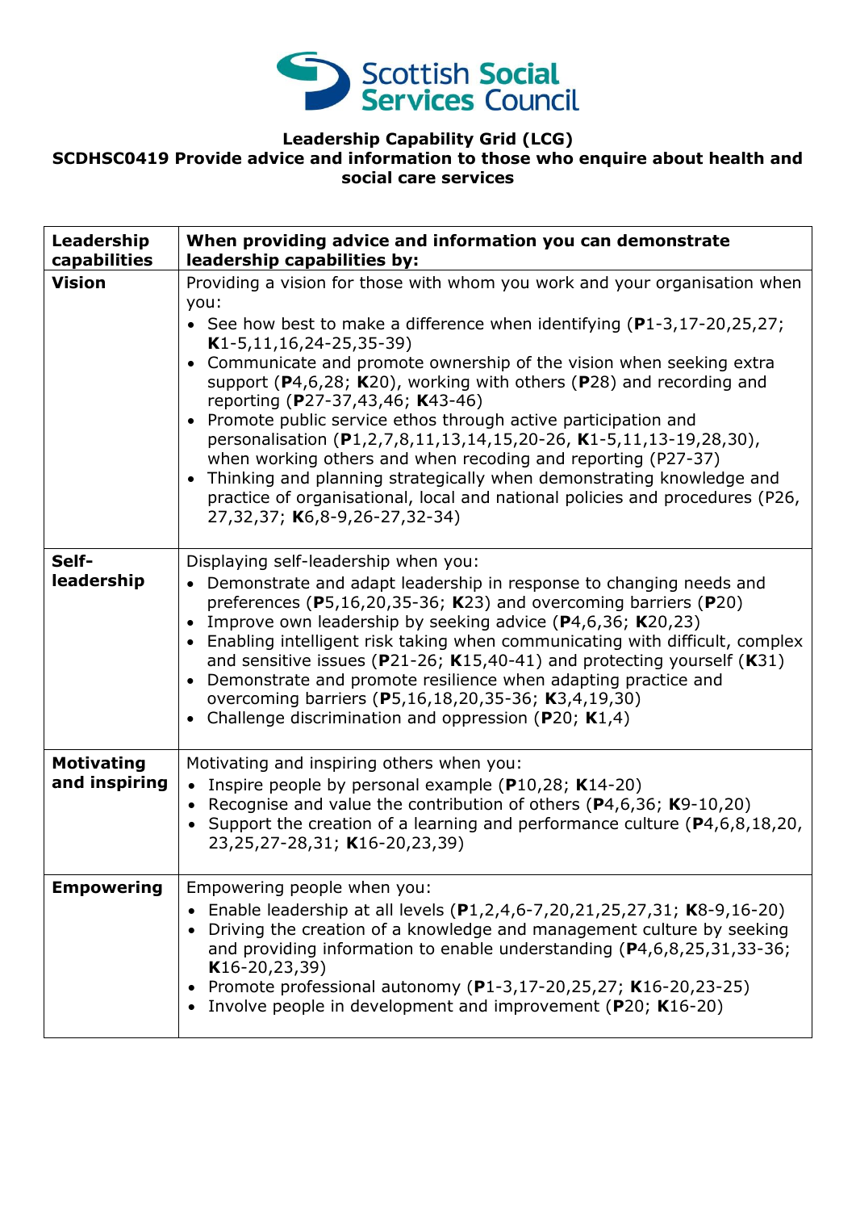Scottish Social Services Council

**Leadership Capability Grid (LCG)**
**SCDHSC0419 Provide advice and information to those who enquire about health and social care services**

| Leadership capabilities | When providing advice and information you can demonstrate leadership capabilities by: |
|---|---|
| **Vision** | Providing a vision for those with whom you work and your organisation when you:<br>• See how best to make a difference when identifying (**P**1-3,17-20,25,27; **K**1-5,11,16,24-25,35-39)<br>• Communicate and promote ownership of the vision when seeking extra support (**P**4,6,28; **K**20), working with others (**P**28) and recording and reporting (**P**27-37,43,46; **K**43-46)<br>• Promote public service ethos through active participation and personalisation (**P**1,2,7,8,11,13,14,15,20-26, **K**1-5,11,13-19,28,30), when working others and when recoding and reporting (P27-37)<br>• Thinking and planning strategically when demonstrating knowledge and practice of organisational, local and national policies and procedures (P26, 27,32,37; **K**6,8-9,26-27,32-34) |
| **Self-leadership** | Displaying self-leadership when you:<br>• Demonstrate and adapt leadership in response to changing needs and preferences (**P**5,16,20,35-36; **K**23) and overcoming barriers (**P**20)<br>• Improve own leadership by seeking advice (**P**4,6,36; **K**20,23)<br>• Enabling intelligent risk taking when communicating with difficult, complex and sensitive issues (**P**21-26; **K**15,40-41) and protecting yourself (**K**31)<br>• Demonstrate and promote resilience when adapting practice and overcoming barriers (**P**5,16,18,20,35-36; **K**3,4,19,30)<br>• Challenge discrimination and oppression (**P**20; **K**1,4) |
| **Motivating and inspiring** | Motivating and inspiring others when you:<br>• Inspire people by personal example (**P**10,28; **K**14-20)<br>• Recognise and value the contribution of others (**P**4,6,36; **K**9-10,20)<br>• Support the creation of a learning and performance culture (**P**4,6,8,18,20, 23,25,27-28,31; **K**16-20,23,39) |
| **Empowering** | Empowering people when you:<br>• Enable leadership at all levels (**P**1,2,4,6-7,20,21,25,27,31; **K**8-9,16-20)<br>• Driving the creation of a knowledge and management culture by seeking and providing information to enable understanding (**P**4,6,8,25,31,33-36; **K**16-20,23,39)<br>• Promote professional autonomy (**P**1-3,17-20,25,27; **K**16-20,23-25)<br>• Involve people in development and improvement (**P**20; **K**16-20) |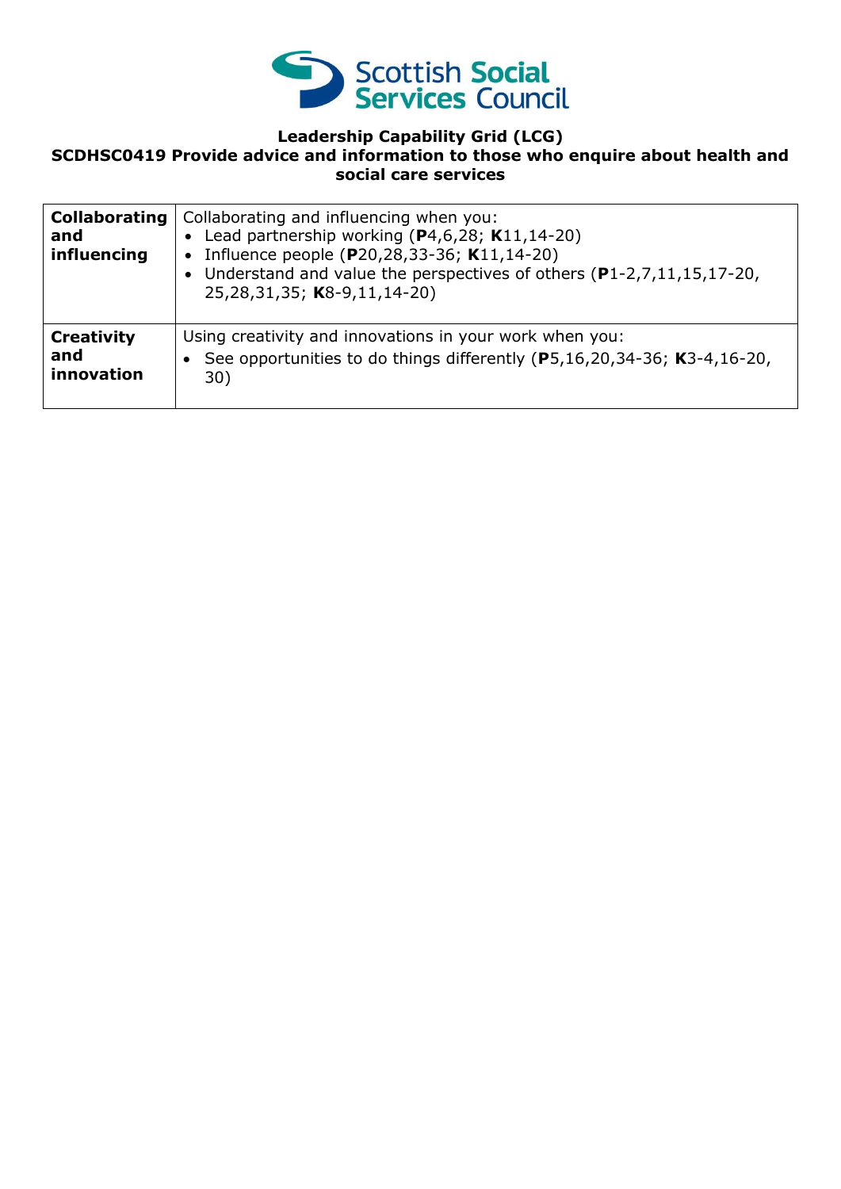**Leadership Capability Grid (LCG)**
**SCDHSC0419 Provide advice and information to those who enquire about health and social care services**

| | |
|---|---|
| **Collaborating and influencing** | Collaborating and influencing when you:<br>• Lead partnership working (**P**4,6,28; **K**11,14-20)<br>• Influence people (**P**20,28,33-36; **K**11,14-20)<br>• Understand and value the perspectives of others (**P**1-2,7,11,15,17-20, 25,28,31,35; **K**8-9,11,14-20) |
| **Creativity and innovation** | Using creativity and innovations in your work when you:<br>• See opportunities to do things differently (**P**5,16,20,34-36; **K**3-4,16-20, 30) |